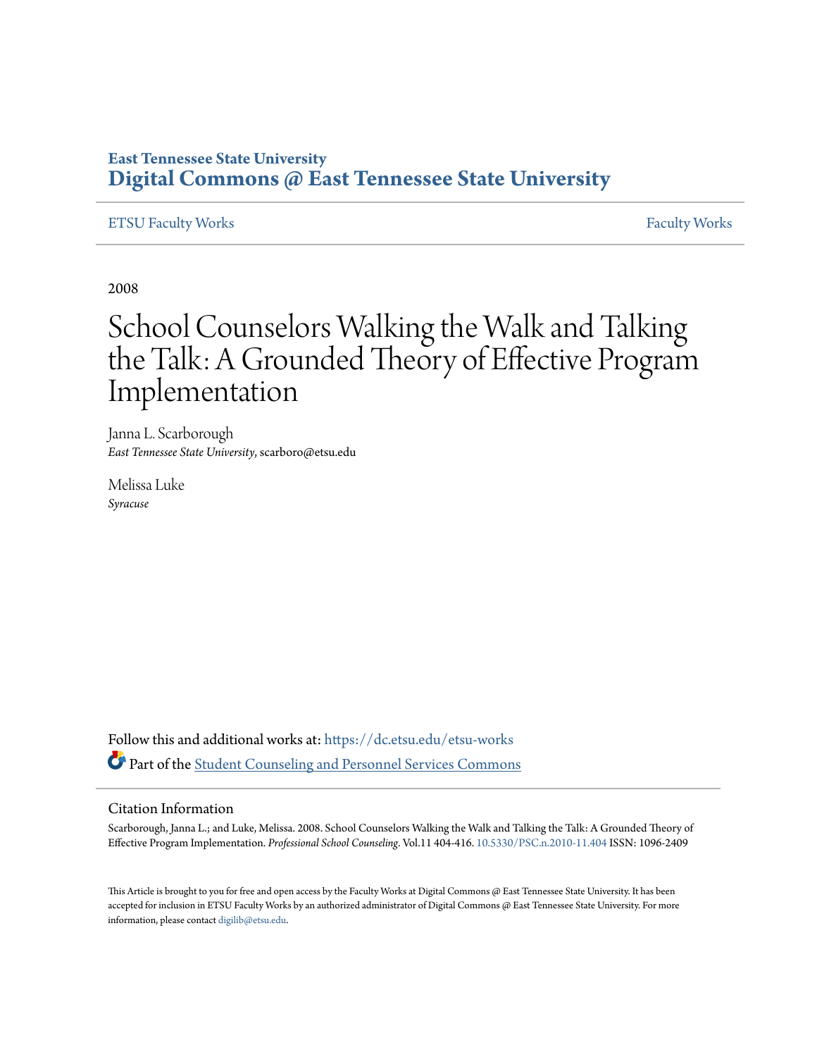East Tennessee State University
**Digital Commons @ East Tennessee State University**

ETSU Faculty Works | Faculty Works

2008

# School Counselors Walking the Walk and Talking the Talk: A Grounded Theory of Effective Program Implementation

Janna L. Scarborough
*East Tennessee State University*, scarboro@etsu.edu

Melissa Luke
*Syracuse*

Follow this and additional works at: https://dc.etsu.edu/etsu-works

Part of the Student Counseling and Personnel Services Commons

## Citation Information

Scarborough, Janna L.; and Luke, Melissa. 2008. School Counselors Walking the Walk and Talking the Talk: A Grounded Theory of Effective Program Implementation. *Professional School Counseling*. Vol.11 404-416. 10.5330/PSC.n.2010-11.404 ISSN: 1096-2409

This Article is brought to you for free and open access by the Faculty Works at Digital Commons @ East Tennessee State University. It has been accepted for inclusion in ETSU Faculty Works by an authorized administrator of Digital Commons @ East Tennessee State University. For more information, please contact digilib@etsu.edu.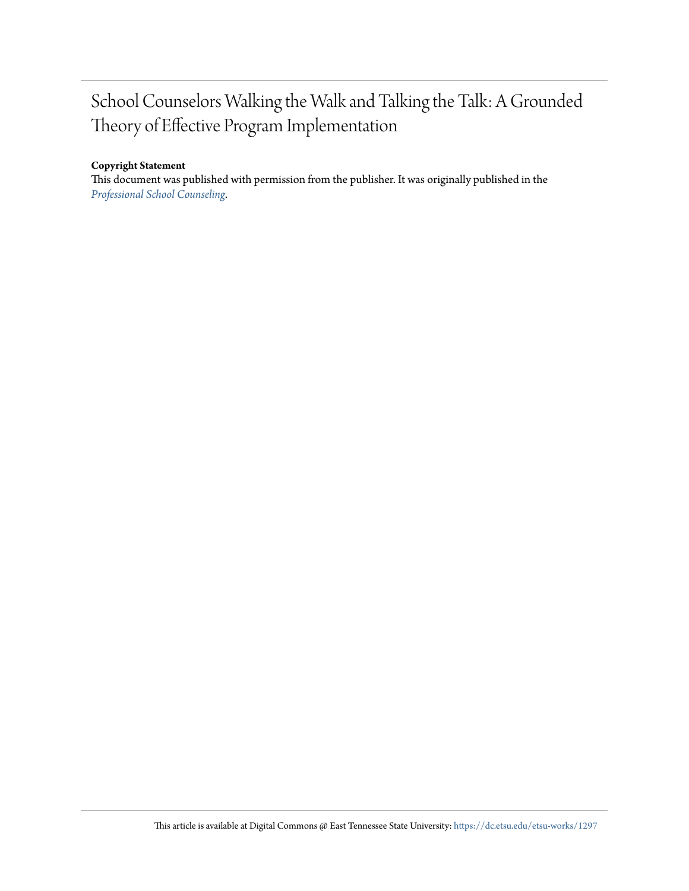# School Counselors Walking the Walk and Talking the Talk: A Grounded Theory of Effective Program Implementation

**Copyright Statement**

This document was published with permission from the publisher. It was originally published in the *Professional School Counseling*.

This article is available at Digital Commons @ East Tennessee State University: https://dc.etsu.edu/etsu-works/1297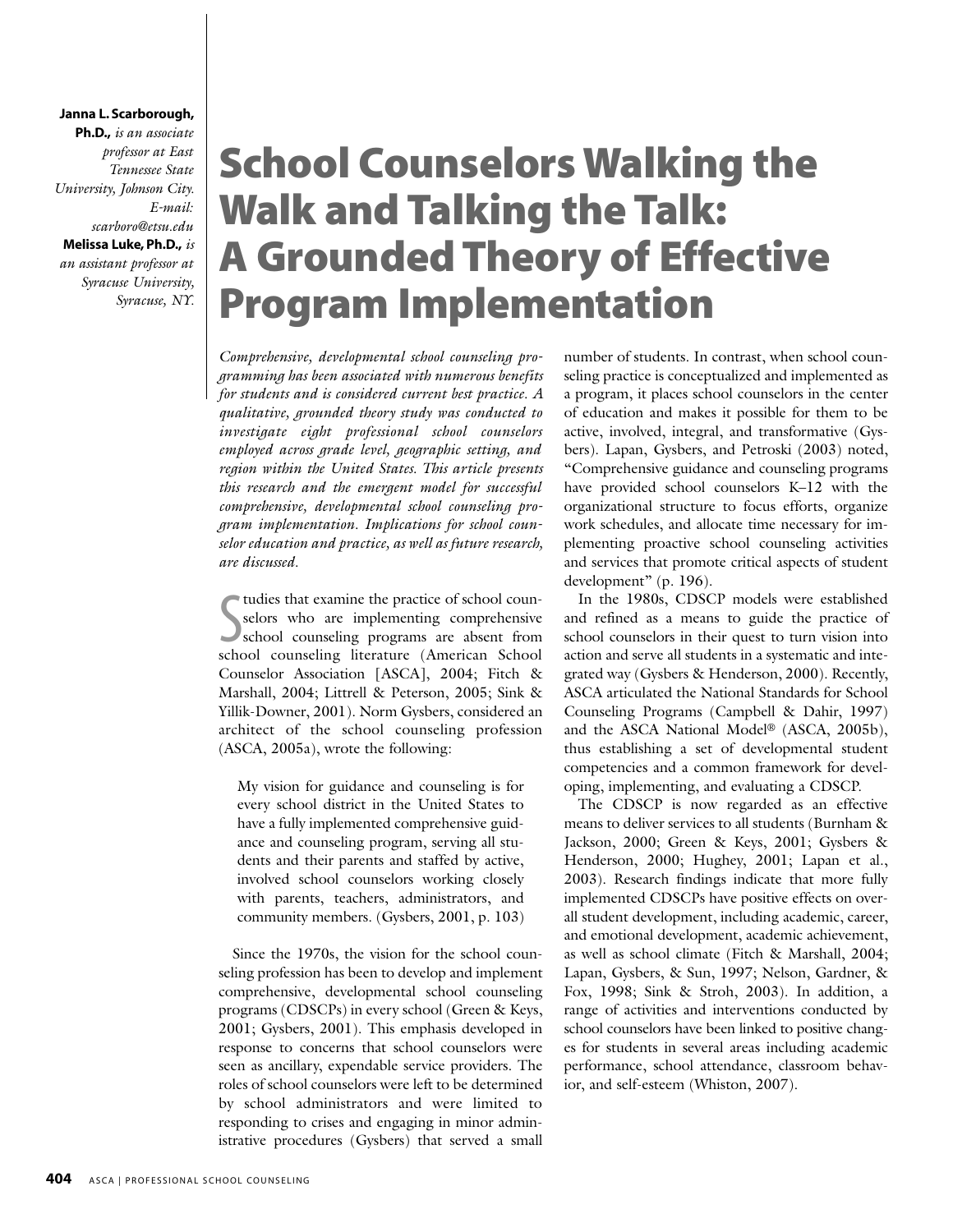**Janna L. Scarborough, Ph.D.,** *is an associate professor at East Tennessee State University, Johnson City. E-mail: scarboro@etsu.edu*

**Melissa Luke, Ph.D.,** *is an assistant professor at Syracuse University, Syracuse, NY.*

# School Counselors Walking the Walk and Talking the Talk: A Grounded Theory of Effective Program Implementation

*Comprehensive, developmental school counseling programming has been associated with numerous benefits for students and is considered current best practice. A qualitative, grounded theory study was conducted to investigate eight professional school counselors employed across grade level, geographic setting, and region within the United States. This article presents this research and the emergent model for successful comprehensive, developmental school counseling program implementation. Implications for school counselor education and practice, as well as future research, are discussed.*

Studies that examine the practice of school counselors who are implementing comprehensive school counseling programs are absent from school counseling literature (American School Counselor Association [ASCA], 2004; Fitch & Marshall, 2004; Littrell & Peterson, 2005; Sink & Yillik-Downer, 2001). Norm Gysbers, considered an architect of the school counseling profession (ASCA, 2005a), wrote the following:

> My vision for guidance and counseling is for every school district in the United States to have a fully implemented comprehensive guidance and counseling program, serving all students and their parents and staffed by active, involved school counselors working closely with parents, teachers, administrators, and community members. (Gysbers, 2001, p. 103)

Since the 1970s, the vision for the school counseling profession has been to develop and implement comprehensive, developmental school counseling programs (CDSCPs) in every school (Green & Keys, 2001; Gysbers, 2001). This emphasis developed in response to concerns that school counselors were seen as ancillary, expendable service providers. The roles of school counselors were left to be determined by school administrators and were limited to responding to crises and engaging in minor administrative procedures (Gysbers) that served a small number of students. In contrast, when school counseling practice is conceptualized and implemented as a program, it places school counselors in the center of education and makes it possible for them to be active, involved, integral, and transformative (Gysbers). Lapan, Gysbers, and Petroski (2003) noted, "Comprehensive guidance and counseling programs have provided school counselors K–12 with the organizational structure to focus efforts, organize work schedules, and allocate time necessary for implementing proactive school counseling activities and services that promote critical aspects of student development" (p. 196).

In the 1980s, CDSCP models were established and refined as a means to guide the practice of school counselors in their quest to turn vision into action and serve all students in a systematic and integrated way (Gysbers & Henderson, 2000). Recently, ASCA articulated the National Standards for School Counseling Programs (Campbell & Dahir, 1997) and the ASCA National Model® (ASCA, 2005b), thus establishing a set of developmental student competencies and a common framework for developing, implementing, and evaluating a CDSCP.

The CDSCP is now regarded as an effective means to deliver services to all students (Burnham & Jackson, 2000; Green & Keys, 2001; Gysbers & Henderson, 2000; Hughey, 2001; Lapan et al., 2003). Research findings indicate that more fully implemented CDSCPs have positive effects on overall student development, including academic, career, and emotional development, academic achievement, as well as school climate (Fitch & Marshall, 2004; Lapan, Gysbers, & Sun, 1997; Nelson, Gardner, & Fox, 1998; Sink & Stroh, 2003). In addition, a range of activities and interventions conducted by school counselors have been linked to positive changes for students in several areas including academic performance, school attendance, classroom behavior, and self-esteem (Whiston, 2007).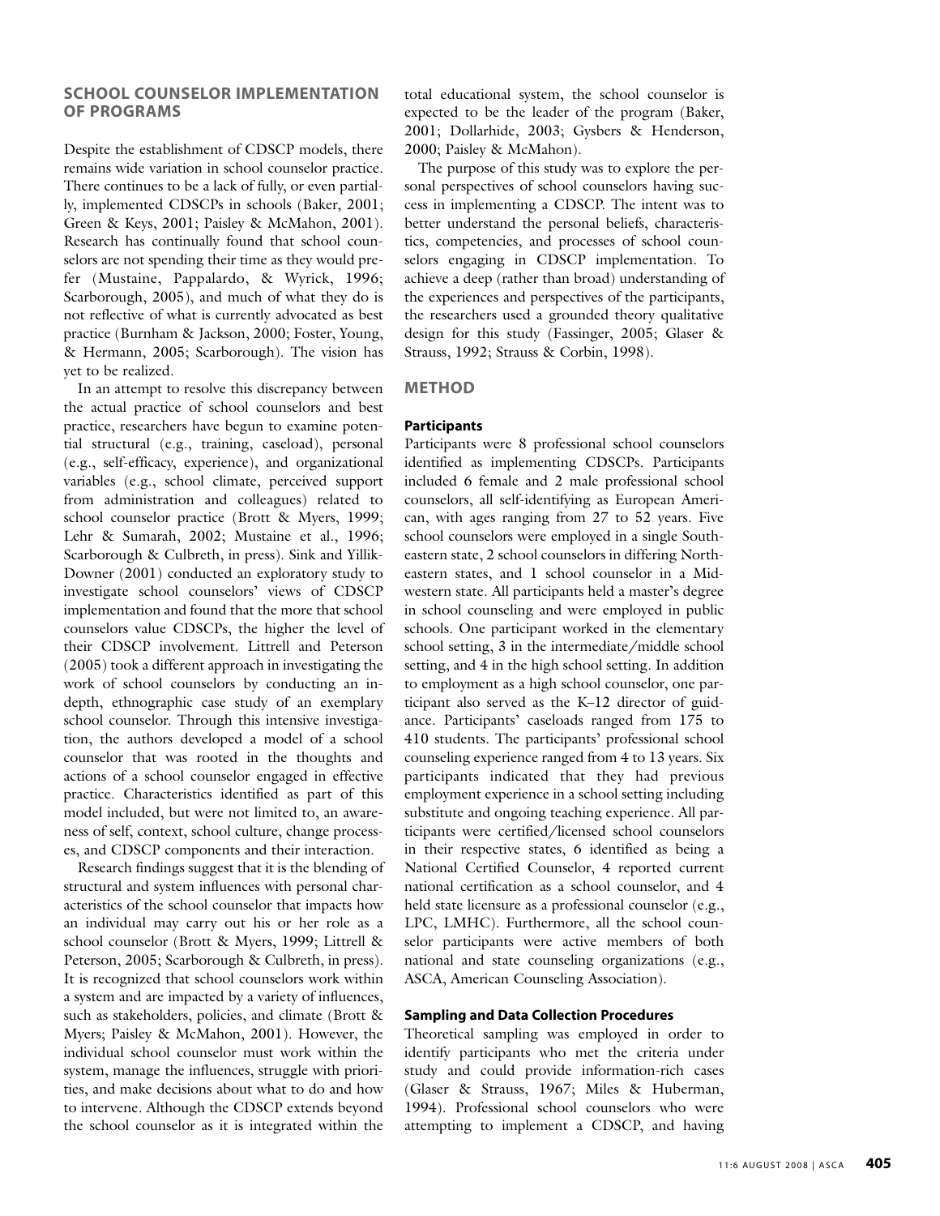## SCHOOL COUNSELOR IMPLEMENTATION OF PROGRAMS

Despite the establishment of CDSCP models, there remains wide variation in school counselor practice. There continues to be a lack of fully, or even partially, implemented CDSCPs in schools (Baker, 2001; Green & Keys, 2001; Paisley & McMahon, 2001). Research has continually found that school counselors are not spending their time as they would prefer (Mustaine, Pappalardo, & Wyrick, 1996; Scarborough, 2005), and much of what they do is not reflective of what is currently advocated as best practice (Burnham & Jackson, 2000; Foster, Young, & Hermann, 2005; Scarborough). The vision has yet to be realized.

In an attempt to resolve this discrepancy between the actual practice of school counselors and best practice, researchers have begun to examine potential structural (e.g., training, caseload), personal (e.g., self-efficacy, experience), and organizational variables (e.g., school climate, perceived support from administration and colleagues) related to school counselor practice (Brott & Myers, 1999; Lehr & Sumarah, 2002; Mustaine et al., 1996; Scarborough & Culbreth, in press). Sink and Yillik-Downer (2001) conducted an exploratory study to investigate school counselors' views of CDSCP implementation and found that the more that school counselors value CDSCPs, the higher the level of their CDSCP involvement. Littrell and Peterson (2005) took a different approach in investigating the work of school counselors by conducting an in-depth, ethnographic case study of an exemplary school counselor. Through this intensive investigation, the authors developed a model of a school counselor that was rooted in the thoughts and actions of a school counselor engaged in effective practice. Characteristics identified as part of this model included, but were not limited to, an awareness of self, context, school culture, change processes, and CDSCP components and their interaction.

Research findings suggest that it is the blending of structural and system influences with personal characteristics of the school counselor that impacts how an individual may carry out his or her role as a school counselor (Brott & Myers, 1999; Littrell & Peterson, 2005; Scarborough & Culbreth, in press). It is recognized that school counselors work within a system and are impacted by a variety of influences, such as stakeholders, policies, and climate (Brott & Myers; Paisley & McMahon, 2001). However, the individual school counselor must work within the system, manage the influences, struggle with priorities, and make decisions about what to do and how to intervene. Although the CDSCP extends beyond the school counselor as it is integrated within the total educational system, the school counselor is expected to be the leader of the program (Baker, 2001; Dollarhide, 2003; Gysbers & Henderson, 2000; Paisley & McMahon).

The purpose of this study was to explore the personal perspectives of school counselors having success in implementing a CDSCP. The intent was to better understand the personal beliefs, characteristics, competencies, and processes of school counselors engaging in CDSCP implementation. To achieve a deep (rather than broad) understanding of the experiences and perspectives of the participants, the researchers used a grounded theory qualitative design for this study (Fassinger, 2005; Glaser & Strauss, 1992; Strauss & Corbin, 1998).

## METHOD

### Participants

Participants were 8 professional school counselors identified as implementing CDSCPs. Participants included 6 female and 2 male professional school counselors, all self-identifying as European American, with ages ranging from 27 to 52 years. Five school counselors were employed in a single Southeastern state, 2 school counselors in differing Northeastern states, and 1 school counselor in a Midwestern state. All participants held a master's degree in school counseling and were employed in public schools. One participant worked in the elementary school setting, 3 in the intermediate/middle school setting, and 4 in the high school setting. In addition to employment as a high school counselor, one participant also served as the K–12 director of guidance. Participants' caseloads ranged from 175 to 410 students. The participants' professional school counseling experience ranged from 4 to 13 years. Six participants indicated that they had previous employment experience in a school setting including substitute and ongoing teaching experience. All participants were certified/licensed school counselors in their respective states, 6 identified as being a National Certified Counselor, 4 reported current national certification as a school counselor, and 4 held state licensure as a professional counselor (e.g., LPC, LMHC). Furthermore, all the school counselor participants were active members of both national and state counseling organizations (e.g., ASCA, American Counseling Association).

### Sampling and Data Collection Procedures

Theoretical sampling was employed in order to identify participants who met the criteria under study and could provide information-rich cases (Glaser & Strauss, 1967; Miles & Huberman, 1994). Professional school counselors who were attempting to implement a CDSCP, and having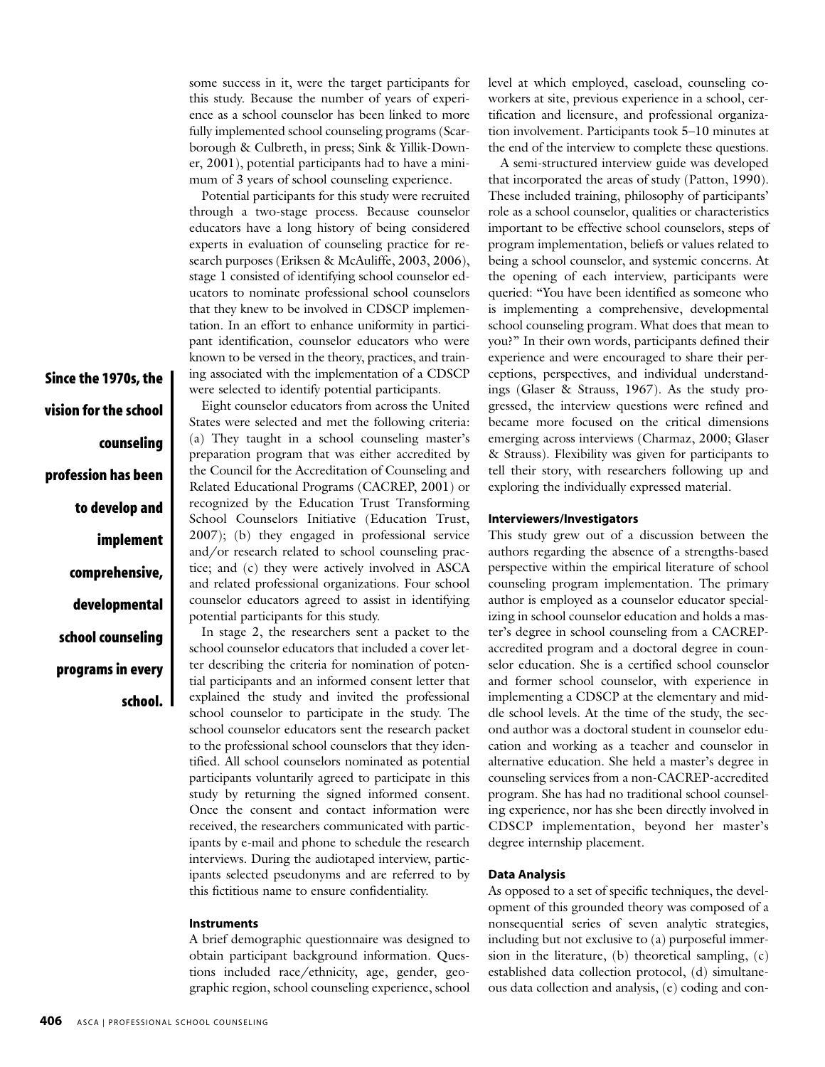some success in it, were the target participants for this study. Because the number of years of experience as a school counselor has been linked to more fully implemented school counseling programs (Scarborough & Culbreth, in press; Sink & Yillik-Downer, 2001), potential participants had to have a minimum of 3 years of school counseling experience.

Potential participants for this study were recruited through a two-stage process. Because counselor educators have a long history of being considered experts in evaluation of counseling practice for research purposes (Eriksen & McAuliffe, 2003, 2006), stage 1 consisted of identifying school counselor educators to nominate professional school counselors that they knew to be involved in CDSCP implementation. In an effort to enhance uniformity in participant identification, counselor educators who were known to be versed in the theory, practices, and training associated with the implementation of a CDSCP were selected to identify potential participants.

**Since the 1970s, the vision for the school counseling profession has been to develop and implement comprehensive, developmental school counseling programs in every school.**

Eight counselor educators from across the United States were selected and met the following criteria: (a) They taught in a school counseling master's preparation program that was either accredited by the Council for the Accreditation of Counseling and Related Educational Programs (CACREP, 2001) or recognized by the Education Trust Transforming School Counselors Initiative (Education Trust, 2007); (b) they engaged in professional service and/or research related to school counseling practice; and (c) they were actively involved in ASCA and related professional organizations. Four school counselor educators agreed to assist in identifying potential participants for this study.

In stage 2, the researchers sent a packet to the school counselor educators that included a cover letter describing the criteria for nomination of potential participants and an informed consent letter that explained the study and invited the professional school counselor to participate in the study. The school counselor educators sent the research packet to the professional school counselors that they identified. All school counselors nominated as potential participants voluntarily agreed to participate in this study by returning the signed informed consent. Once the consent and contact information were received, the researchers communicated with participants by e-mail and phone to schedule the research interviews. During the audiotaped interview, participants selected pseudonyms and are referred to by this fictitious name to ensure confidentiality.

#### Instruments

A brief demographic questionnaire was designed to obtain participant background information. Questions included race/ethnicity, age, gender, geographic region, school counseling experience, school level at which employed, caseload, counseling coworkers at site, previous experience in a school, certification and licensure, and professional organization involvement. Participants took 5–10 minutes at the end of the interview to complete these questions.

A semi-structured interview guide was developed that incorporated the areas of study (Patton, 1990). These included training, philosophy of participants' role as a school counselor, qualities or characteristics important to be effective school counselors, steps of program implementation, beliefs or values related to being a school counselor, and systemic concerns. At the opening of each interview, participants were queried: "You have been identified as someone who is implementing a comprehensive, developmental school counseling program. What does that mean to you?" In their own words, participants defined their experience and were encouraged to share their perceptions, perspectives, and individual understandings (Glaser & Strauss, 1967). As the study progressed, the interview questions were refined and became more focused on the critical dimensions emerging across interviews (Charmaz, 2000; Glaser & Strauss). Flexibility was given for participants to tell their story, with researchers following up and exploring the individually expressed material.

#### Interviewers/Investigators

This study grew out of a discussion between the authors regarding the absence of a strengths-based perspective within the empirical literature of school counseling program implementation. The primary author is employed as a counselor educator specializing in school counselor education and holds a master's degree in school counseling from a CACREP-accredited program and a doctoral degree in counselor education. She is a certified school counselor and former school counselor, with experience in implementing a CDSCP at the elementary and middle school levels. At the time of the study, the second author was a doctoral student in counselor education and working as a teacher and counselor in alternative education. She held a master's degree in counseling services from a non-CACREP-accredited program. She has had no traditional school counseling experience, nor has she been directly involved in CDSCP implementation, beyond her master's degree internship placement.

#### Data Analysis

As opposed to a set of specific techniques, the development of this grounded theory was composed of a nonsequential series of seven analytic strategies, including but not exclusive to (a) purposeful immersion in the literature, (b) theoretical sampling, (c) established data collection protocol, (d) simultaneous data collection and analysis, (e) coding and con-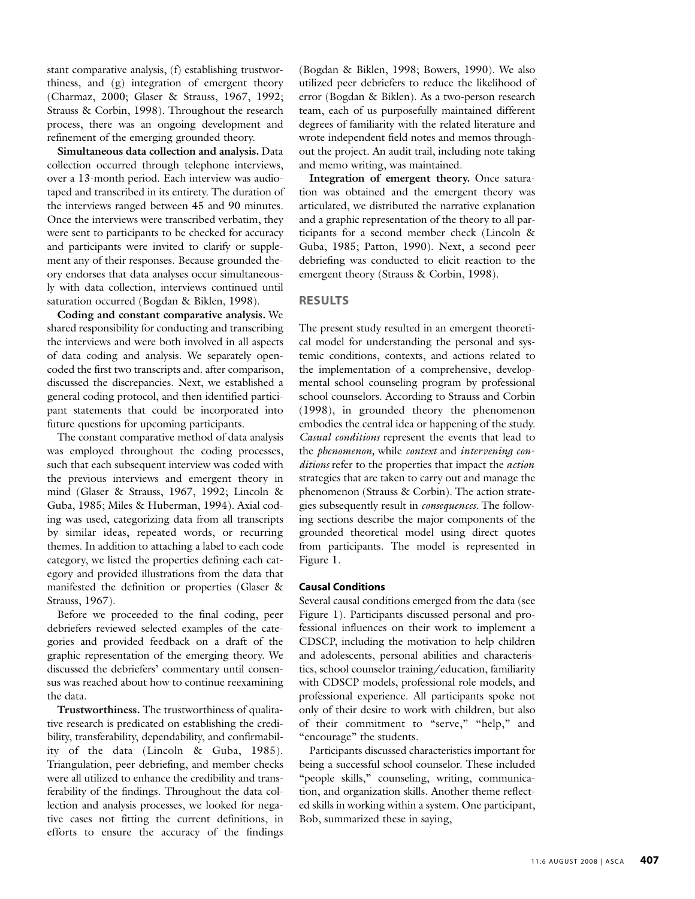stant comparative analysis, (f) establishing trustworthiness, and (g) integration of emergent theory (Charmaz, 2000; Glaser & Strauss, 1967, 1992; Strauss & Corbin, 1998). Throughout the research process, there was an ongoing development and refinement of the emerging grounded theory.

**Simultaneous data collection and analysis.** Data collection occurred through telephone interviews, over a 13-month period. Each interview was audiotaped and transcribed in its entirety. The duration of the interviews ranged between 45 and 90 minutes. Once the interviews were transcribed verbatim, they were sent to participants to be checked for accuracy and participants were invited to clarify or supplement any of their responses. Because grounded theory endorses that data analyses occur simultaneously with data collection, interviews continued until saturation occurred (Bogdan & Biklen, 1998).

**Coding and constant comparative analysis.** We shared responsibility for conducting and transcribing the interviews and were both involved in all aspects of data coding and analysis. We separately open-coded the first two transcripts and. after comparison, discussed the discrepancies. Next, we established a general coding protocol, and then identified participant statements that could be incorporated into future questions for upcoming participants.

The constant comparative method of data analysis was employed throughout the coding processes, such that each subsequent interview was coded with the previous interviews and emergent theory in mind (Glaser & Strauss, 1967, 1992; Lincoln & Guba, 1985; Miles & Huberman, 1994). Axial coding was used, categorizing data from all transcripts by similar ideas, repeated words, or recurring themes. In addition to attaching a label to each code category, we listed the properties defining each category and provided illustrations from the data that manifested the definition or properties (Glaser & Strauss, 1967).

Before we proceeded to the final coding, peer debriefers reviewed selected examples of the categories and provided feedback on a draft of the graphic representation of the emerging theory. We discussed the debriefers' commentary until consensus was reached about how to continue reexamining the data.

**Trustworthiness.** The trustworthiness of qualitative research is predicated on establishing the credibility, transferability, dependability, and confirmability of the data (Lincoln & Guba, 1985). Triangulation, peer debriefing, and member checks were all utilized to enhance the credibility and transferability of the findings. Throughout the data collection and analysis processes, we looked for negative cases not fitting the current definitions, in efforts to ensure the accuracy of the findings (Bogdan & Biklen, 1998; Bowers, 1990). We also utilized peer debriefers to reduce the likelihood of error (Bogdan & Biklen). As a two-person research team, each of us purposefully maintained different degrees of familiarity with the related literature and wrote independent field notes and memos throughout the project. An audit trail, including note taking and memo writing, was maintained.

**Integration of emergent theory.** Once saturation was obtained and the emergent theory was articulated, we distributed the narrative explanation and a graphic representation of the theory to all participants for a second member check (Lincoln & Guba, 1985; Patton, 1990). Next, a second peer debriefing was conducted to elicit reaction to the emergent theory (Strauss & Corbin, 1998).

## RESULTS

The present study resulted in an emergent theoretical model for understanding the personal and systemic conditions, contexts, and actions related to the implementation of a comprehensive, developmental school counseling program by professional school counselors. According to Strauss and Corbin (1998), in grounded theory the phenomenon embodies the central idea or happening of the study. *Casual conditions* represent the events that lead to the *phenomenon,* while *context* and *intervening conditions* refer to the properties that impact the *action* strategies that are taken to carry out and manage the phenomenon (Strauss & Corbin). The action strategies subsequently result in *consequences.* The following sections describe the major components of the grounded theoretical model using direct quotes from participants. The model is represented in Figure 1.

### Causal Conditions

Several causal conditions emerged from the data (see Figure 1). Participants discussed personal and professional influences on their work to implement a CDSCP, including the motivation to help children and adolescents, personal abilities and characteristics, school counselor training/education, familiarity with CDSCP models, professional role models, and professional experience. All participants spoke not only of their desire to work with children, but also of their commitment to "serve," "help," and "encourage" the students.

Participants discussed characteristics important for being a successful school counselor. These included "people skills," counseling, writing, communication, and organization skills. Another theme reflected skills in working within a system. One participant, Bob, summarized these in saying,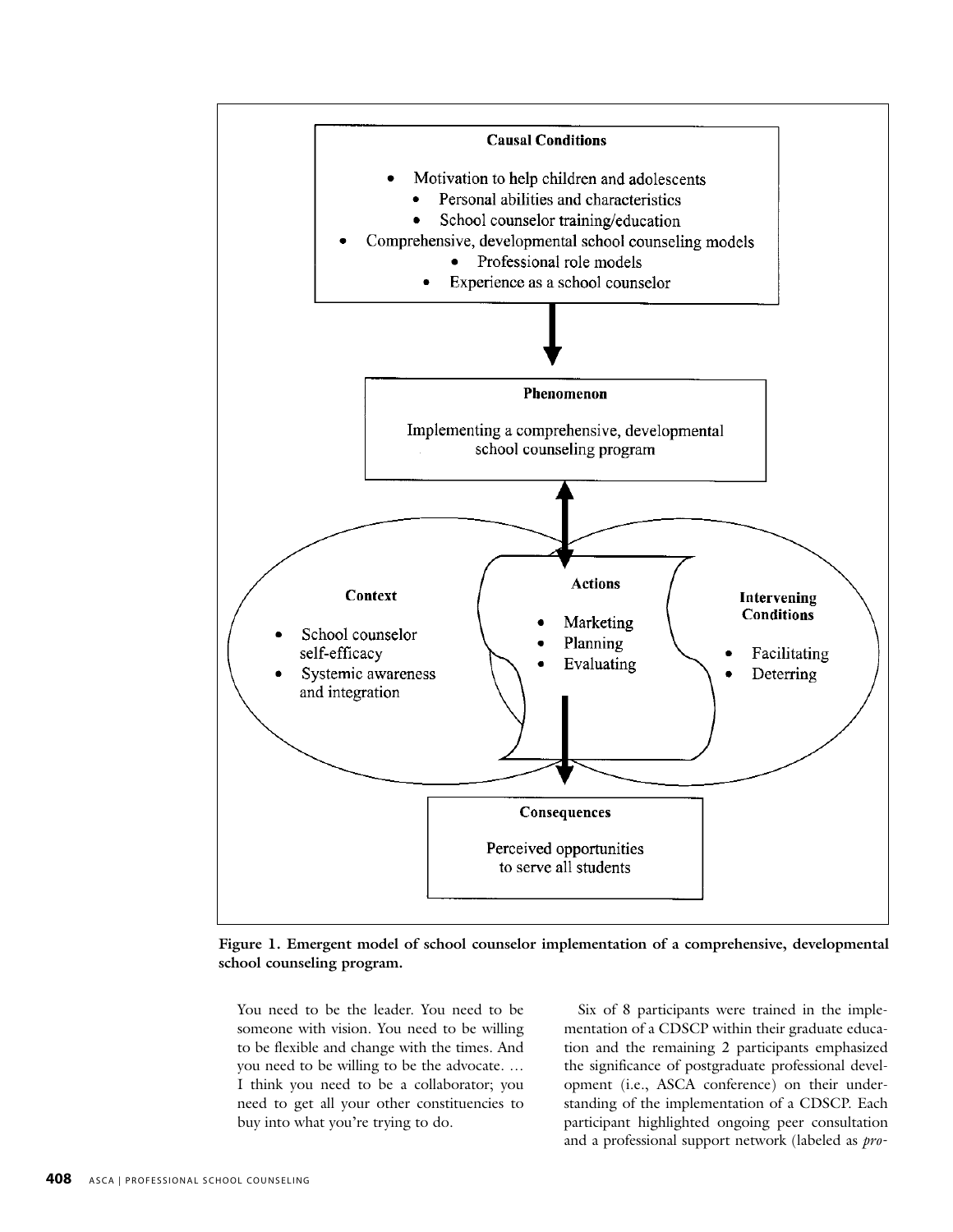**Causal Conditions**

- Motivation to help children and adolescents
- Personal abilities and characteristics
- School counselor training/education
- Comprehensive, developmental school counseling models
- Professional role models
- Experience as a school counselor

**Phenomenon**

Implementing a comprehensive, developmental school counseling program

**Context**

- School counselor self-efficacy
- Systemic awareness and integration

**Actions**

- Marketing
- Planning
- Evaluating

**Intervening Conditions**

- Facilitating
- Deterring

**Consequences**

Perceived opportunities to serve all students

**Figure 1. Emergent model of school counselor implementation of a comprehensive, developmental school counseling program.**

> You need to be the leader. You need to be someone with vision. You need to be willing to be flexible and change with the times. And you need to be willing to be the advocate. … I think you need to be a collaborator; you need to get all your other constituencies to buy into what you're trying to do.

Six of 8 participants were trained in the implementation of a CDSCP within their graduate education and the remaining 2 participants emphasized the significance of postgraduate professional development (i.e., ASCA conference) on their understanding of the implementation of a CDSCP. Each participant highlighted ongoing peer consultation and a professional support network (labeled as *pro-*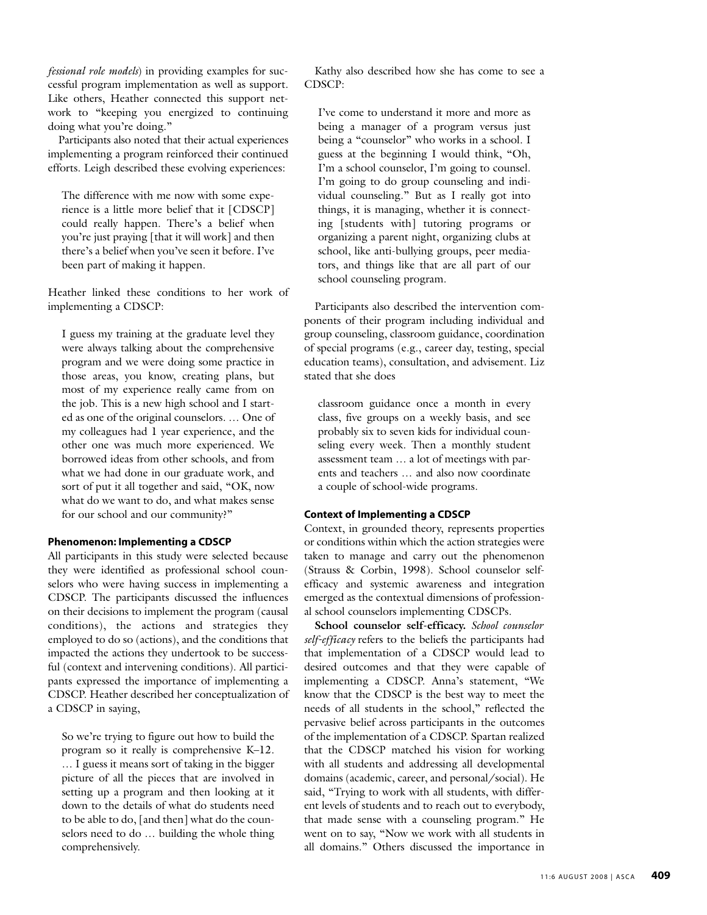*fessional role models*) in providing examples for successful program implementation as well as support. Like others, Heather connected this support network to "keeping you energized to continuing doing what you're doing."

Participants also noted that their actual experiences implementing a program reinforced their continued efforts. Leigh described these evolving experiences:

> The difference with me now with some experience is a little more belief that it [CDSCP] could really happen. There's a belief when you're just praying [that it will work] and then there's a belief when you've seen it before. I've been part of making it happen.

Heather linked these conditions to her work of implementing a CDSCP:

> I guess my training at the graduate level they were always talking about the comprehensive program and we were doing some practice in those areas, you know, creating plans, but most of my experience really came from on the job. This is a new high school and I started as one of the original counselors. … One of my colleagues had 1 year experience, and the other one was much more experienced. We borrowed ideas from other schools, and from what we had done in our graduate work, and sort of put it all together and said, "OK, now what do we want to do, and what makes sense for our school and our community?"

#### Phenomenon: Implementing a CDSCP

All participants in this study were selected because they were identified as professional school counselors who were having success in implementing a CDSCP. The participants discussed the influences on their decisions to implement the program (causal conditions), the actions and strategies they employed to do so (actions), and the conditions that impacted the actions they undertook to be successful (context and intervening conditions). All participants expressed the importance of implementing a CDSCP. Heather described her conceptualization of a CDSCP in saying,

> So we're trying to figure out how to build the program so it really is comprehensive K–12. … I guess it means sort of taking in the bigger picture of all the pieces that are involved in setting up a program and then looking at it down to the details of what do students need to be able to do, [and then] what do the counselors need to do … building the whole thing comprehensively.

Kathy also described how she has come to see a CDSCP:

> I've come to understand it more and more as being a manager of a program versus just being a "counselor" who works in a school. I guess at the beginning I would think, "Oh, I'm a school counselor, I'm going to counsel. I'm going to do group counseling and individual counseling." But as I really got into things, it is managing, whether it is connecting [students with] tutoring programs or organizing a parent night, organizing clubs at school, like anti-bullying groups, peer mediators, and things like that are all part of our school counseling program.

Participants also described the intervention components of their program including individual and group counseling, classroom guidance, coordination of special programs (e.g., career day, testing, special education teams), consultation, and advisement. Liz stated that she does

> classroom guidance once a month in every class, five groups on a weekly basis, and see probably six to seven kids for individual counseling every week. Then a monthly student assessment team … a lot of meetings with parents and teachers … and also now coordinate a couple of school-wide programs.

#### Context of Implementing a CDSCP

Context, in grounded theory, represents properties or conditions within which the action strategies were taken to manage and carry out the phenomenon (Strauss & Corbin, 1998). School counselor self-efficacy and systemic awareness and integration emerged as the contextual dimensions of professional school counselors implementing CDSCPs.

**School counselor self-efficacy.** *School counselor self-efficacy* refers to the beliefs the participants had that implementation of a CDSCP would lead to desired outcomes and that they were capable of implementing a CDSCP. Anna's statement, "We know that the CDSCP is the best way to meet the needs of all students in the school," reflected the pervasive belief across participants in the outcomes of the implementation of a CDSCP. Spartan realized that the CDSCP matched his vision for working with all students and addressing all developmental domains (academic, career, and personal/social). He said, "Trying to work with all students, with different levels of students and to reach out to everybody, that made sense with a counseling program." He went on to say, "Now we work with all students in all domains." Others discussed the importance in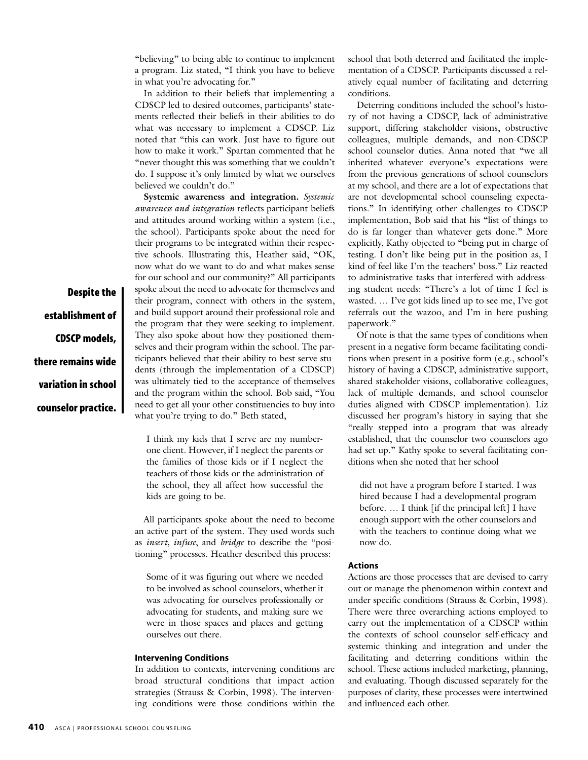"believing" to being able to continue to implement a program. Liz stated, "I think you have to believe in what you're advocating for."

In addition to their beliefs that implementing a CDSCP led to desired outcomes, participants' statements reflected their beliefs in their abilities to do what was necessary to implement a CDSCP. Liz noted that "this can work. Just have to figure out how to make it work." Spartan commented that he "never thought this was something that we couldn't do. I suppose it's only limited by what we ourselves believed we couldn't do."

**Systemic awareness and integration.** *Systemic awareness and integration* reflects participant beliefs and attitudes around working within a system (i.e., the school). Participants spoke about the need for their programs to be integrated within their respective schools. Illustrating this, Heather said, "OK, now what do we want to do and what makes sense for our school and our community?" All participants spoke about the need to advocate for themselves and their program, connect with others in the system, and build support around their professional role and the program that they were seeking to implement. They also spoke about how they positioned themselves and their program within the school. The participants believed that their ability to best serve students (through the implementation of a CDSCP) was ultimately tied to the acceptance of themselves and the program within the school. Bob said, "You need to get all your other constituencies to buy into what you're trying to do." Beth stated,

> I think my kids that I serve are my number-one client. However, if I neglect the parents or the families of those kids or if I neglect the teachers of those kids or the administration of the school, they all affect how successful the kids are going to be.

**Despite the establishment of CDSCP models, there remains wide variation in school counselor practice.**

All participants spoke about the need to become an active part of the system. They used words such as *insert, infuse*, and *bridge* to describe the "positioning" processes. Heather described this process:

> Some of it was figuring out where we needed to be involved as school counselors, whether it was advocating for ourselves professionally or advocating for students, and making sure we were in those spaces and places and getting ourselves out there.

### Intervening Conditions

In addition to contexts, intervening conditions are broad structural conditions that impact action strategies (Strauss & Corbin, 1998). The intervening conditions were those conditions within the school that both deterred and facilitated the implementation of a CDSCP. Participants discussed a relatively equal number of facilitating and deterring conditions.

Deterring conditions included the school's history of not having a CDSCP, lack of administrative support, differing stakeholder visions, obstructive colleagues, multiple demands, and non-CDSCP school counselor duties. Anna noted that "we all inherited whatever everyone's expectations were from the previous generations of school counselors at my school, and there are a lot of expectations that are not developmental school counseling expectations." In identifying other challenges to CDSCP implementation, Bob said that his "list of things to do is far longer than whatever gets done." More explicitly, Kathy objected to "being put in charge of testing. I don't like being put in the position as, I kind of feel like I'm the teachers' boss." Liz reacted to administrative tasks that interfered with addressing student needs: "There's a lot of time I feel is wasted. … I've got kids lined up to see me, I've got referrals out the wazoo, and I'm in here pushing paperwork."

Of note is that the same types of conditions when present in a negative form became facilitating conditions when present in a positive form (e.g., school's history of having a CDSCP, administrative support, shared stakeholder visions, collaborative colleagues, lack of multiple demands, and school counselor duties aligned with CDSCP implementation). Liz discussed her program's history in saying that she "really stepped into a program that was already established, that the counselor two counselors ago had set up." Kathy spoke to several facilitating conditions when she noted that her school

> did not have a program before I started. I was hired because I had a developmental program before. … I think [if the principal left] I have enough support with the other counselors and with the teachers to continue doing what we now do.

### Actions

Actions are those processes that are devised to carry out or manage the phenomenon within context and under specific conditions (Strauss & Corbin, 1998). There were three overarching actions employed to carry out the implementation of a CDSCP within the contexts of school counselor self-efficacy and systemic thinking and integration and under the facilitating and deterring conditions within the school. These actions included marketing, planning, and evaluating. Though discussed separately for the purposes of clarity, these processes were intertwined and influenced each other.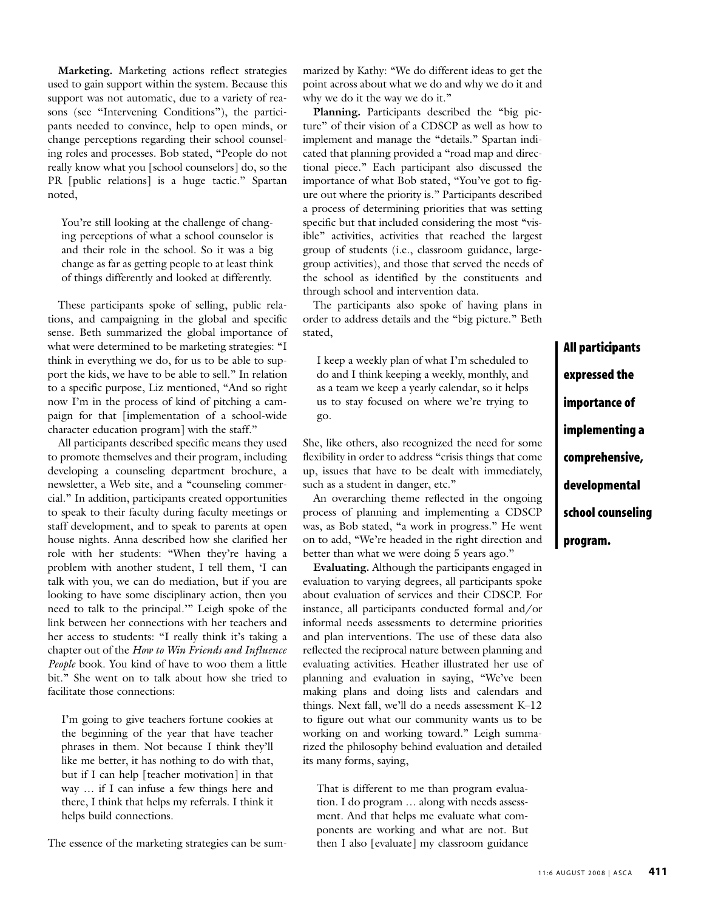**Marketing.** Marketing actions reflect strategies used to gain support within the system. Because this support was not automatic, due to a variety of reasons (see "Intervening Conditions"), the participants needed to convince, help to open minds, or change perceptions regarding their school counseling roles and processes. Bob stated, "People do not really know what you [school counselors] do, so the PR [public relations] is a huge tactic." Spartan noted,

> You're still looking at the challenge of changing perceptions of what a school counselor is and their role in the school. So it was a big change as far as getting people to at least think of things differently and looked at differently.

These participants spoke of selling, public relations, and campaigning in the global and specific sense. Beth summarized the global importance of what were determined to be marketing strategies: "I think in everything we do, for us to be able to support the kids, we have to be able to sell." In relation to a specific purpose, Liz mentioned, "And so right now I'm in the process of kind of pitching a campaign for that [implementation of a school-wide character education program] with the staff."

All participants described specific means they used to promote themselves and their program, including developing a counseling department brochure, a newsletter, a Web site, and a "counseling commercial." In addition, participants created opportunities to speak to their faculty during faculty meetings or staff development, and to speak to parents at open house nights. Anna described how she clarified her role with her students: "When they're having a problem with another student, I tell them, 'I can talk with you, we can do mediation, but if you are looking to have some disciplinary action, then you need to talk to the principal.'" Leigh spoke of the link between her connections with her teachers and her access to students: "I really think it's taking a chapter out of the *How to Win Friends and Influence People* book. You kind of have to woo them a little bit." She went on to talk about how she tried to facilitate those connections:

> I'm going to give teachers fortune cookies at the beginning of the year that have teacher phrases in them. Not because I think they'll like me better, it has nothing to do with that, but if I can help [teacher motivation] in that way … if I can infuse a few things here and there, I think that helps my referrals. I think it helps build connections.

The essence of the marketing strategies can be summarized by Kathy: "We do different ideas to get the point across about what we do and why we do it and why we do it the way we do it."

**Planning.** Participants described the "big picture" of their vision of a CDSCP as well as how to implement and manage the "details." Spartan indicated that planning provided a "road map and directional piece." Each participant also discussed the importance of what Bob stated, "You've got to figure out where the priority is." Participants described a process of determining priorities that was setting specific but that included considering the most "visible" activities, activities that reached the largest group of students (i.e., classroom guidance, large-group activities), and those that served the needs of the school as identified by the constituents and through school and intervention data.

The participants also spoke of having plans in order to address details and the "big picture." Beth stated,

> I keep a weekly plan of what I'm scheduled to do and I think keeping a weekly, monthly, and as a team we keep a yearly calendar, so it helps us to stay focused on where we're trying to go.

She, like others, also recognized the need for some flexibility in order to address "crisis things that come up, issues that have to be dealt with immediately, such as a student in danger, etc."

An overarching theme reflected in the ongoing process of planning and implementing a CDSCP was, as Bob stated, "a work in progress." He went on to add, "We're headed in the right direction and better than what we were doing 5 years ago."

**All participants expressed the importance of implementing a comprehensive, developmental school counseling program.**

**Evaluating.** Although the participants engaged in evaluation to varying degrees, all participants spoke about evaluation of services and their CDSCP. For instance, all participants conducted formal and/or informal needs assessments to determine priorities and plan interventions. The use of these data also reflected the reciprocal nature between planning and evaluating activities. Heather illustrated her use of planning and evaluation in saying, "We've been making plans and doing lists and calendars and things. Next fall, we'll do a needs assessment K–12 to figure out what our community wants us to be working on and working toward." Leigh summarized the philosophy behind evaluation and detailed its many forms, saying,

> That is different to me than program evaluation. I do program … along with needs assessment. And that helps me evaluate what components are working and what are not. But then I also [evaluate] my classroom guidance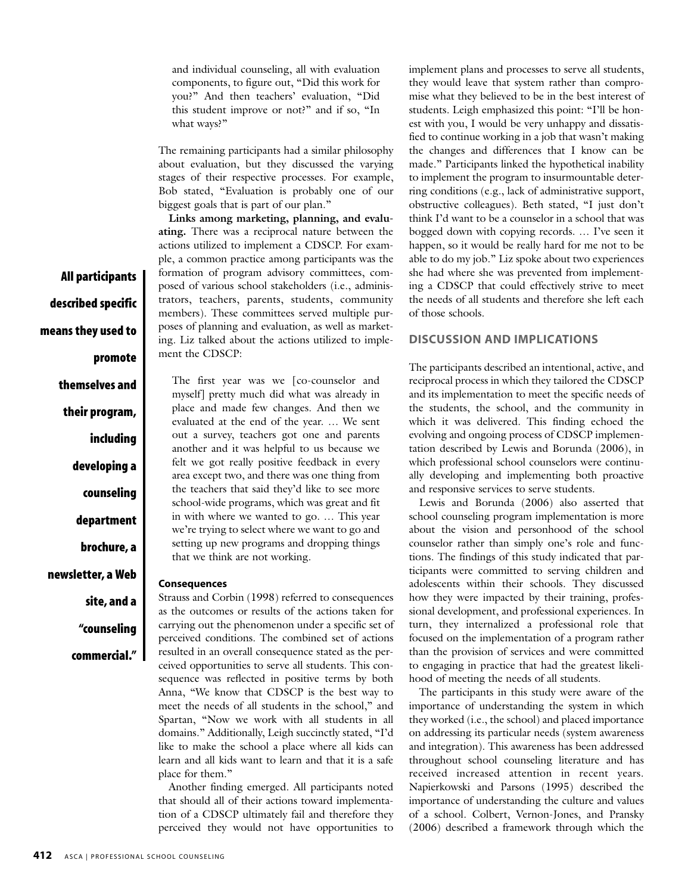and individual counseling, all with evaluation components, to figure out, "Did this work for you?" And then teachers' evaluation, "Did this student improve or not?" and if so, "In what ways?"

The remaining participants had a similar philosophy about evaluation, but they discussed the varying stages of their respective processes. For example, Bob stated, "Evaluation is probably one of our biggest goals that is part of our plan."

**Links among marketing, planning, and evaluating.** There was a reciprocal nature between the actions utilized to implement a CDSCP. For example, a common practice among participants was the formation of program advisory committees, composed of various school stakeholders (i.e., administrators, teachers, parents, students, community members). These committees served multiple purposes of planning and evaluation, as well as marketing. Liz talked about the actions utilized to implement the CDSCP:

> The first year was we [co-counselor and myself] pretty much did what was already in place and made few changes. And then we evaluated at the end of the year. … We sent out a survey, teachers got one and parents another and it was helpful to us because we felt we got really positive feedback in every area except two, and there was one thing from the teachers that said they'd like to see more school-wide programs, which was great and fit in with where we wanted to go. … This year we're trying to select where we want to go and setting up new programs and dropping things that we think are not working.

**All participants described specific means they used to promote themselves and their program, including developing a counseling department brochure, a newsletter, a Web site, and a "counseling commercial."**

#### Consequences

Strauss and Corbin (1998) referred to consequences as the outcomes or results of the actions taken for carrying out the phenomenon under a specific set of perceived conditions. The combined set of actions resulted in an overall consequence stated as the perceived opportunities to serve all students. This consequence was reflected in positive terms by both Anna, "We know that CDSCP is the best way to meet the needs of all students in the school," and Spartan, "Now we work with all students in all domains." Additionally, Leigh succinctly stated, "I'd like to make the school a place where all kids can learn and all kids want to learn and that it is a safe place for them."

Another finding emerged. All participants noted that should all of their actions toward implementation of a CDSCP ultimately fail and therefore they perceived they would not have opportunities to implement plans and processes to serve all students, they would leave that system rather than compromise what they believed to be in the best interest of students. Leigh emphasized this point: "I'll be honest with you, I would be very unhappy and dissatisfied to continue working in a job that wasn't making the changes and differences that I know can be made." Participants linked the hypothetical inability to implement the program to insurmountable deterring conditions (e.g., lack of administrative support, obstructive colleagues). Beth stated, "I just don't think I'd want to be a counselor in a school that was bogged down with copying records. … I've seen it happen, so it would be really hard for me not to be able to do my job." Liz spoke about two experiences she had where she was prevented from implementing a CDSCP that could effectively strive to meet the needs of all students and therefore she left each of those schools.

## DISCUSSION AND IMPLICATIONS

The participants described an intentional, active, and reciprocal process in which they tailored the CDSCP and its implementation to meet the specific needs of the students, the school, and the community in which it was delivered. This finding echoed the evolving and ongoing process of CDSCP implementation described by Lewis and Borunda (2006), in which professional school counselors were continually developing and implementing both proactive and responsive services to serve students.

Lewis and Borunda (2006) also asserted that school counseling program implementation is more about the vision and personhood of the school counselor rather than simply one's role and functions. The findings of this study indicated that participants were committed to serving children and adolescents within their schools. They discussed how they were impacted by their training, professional development, and professional experiences. In turn, they internalized a professional role that focused on the implementation of a program rather than the provision of services and were committed to engaging in practice that had the greatest likelihood of meeting the needs of all students.

The participants in this study were aware of the importance of understanding the system in which they worked (i.e., the school) and placed importance on addressing its particular needs (system awareness and integration). This awareness has been addressed throughout school counseling literature and has received increased attention in recent years. Napierkowski and Parsons (1995) described the importance of understanding the culture and values of a school. Colbert, Vernon-Jones, and Pransky (2006) described a framework through which the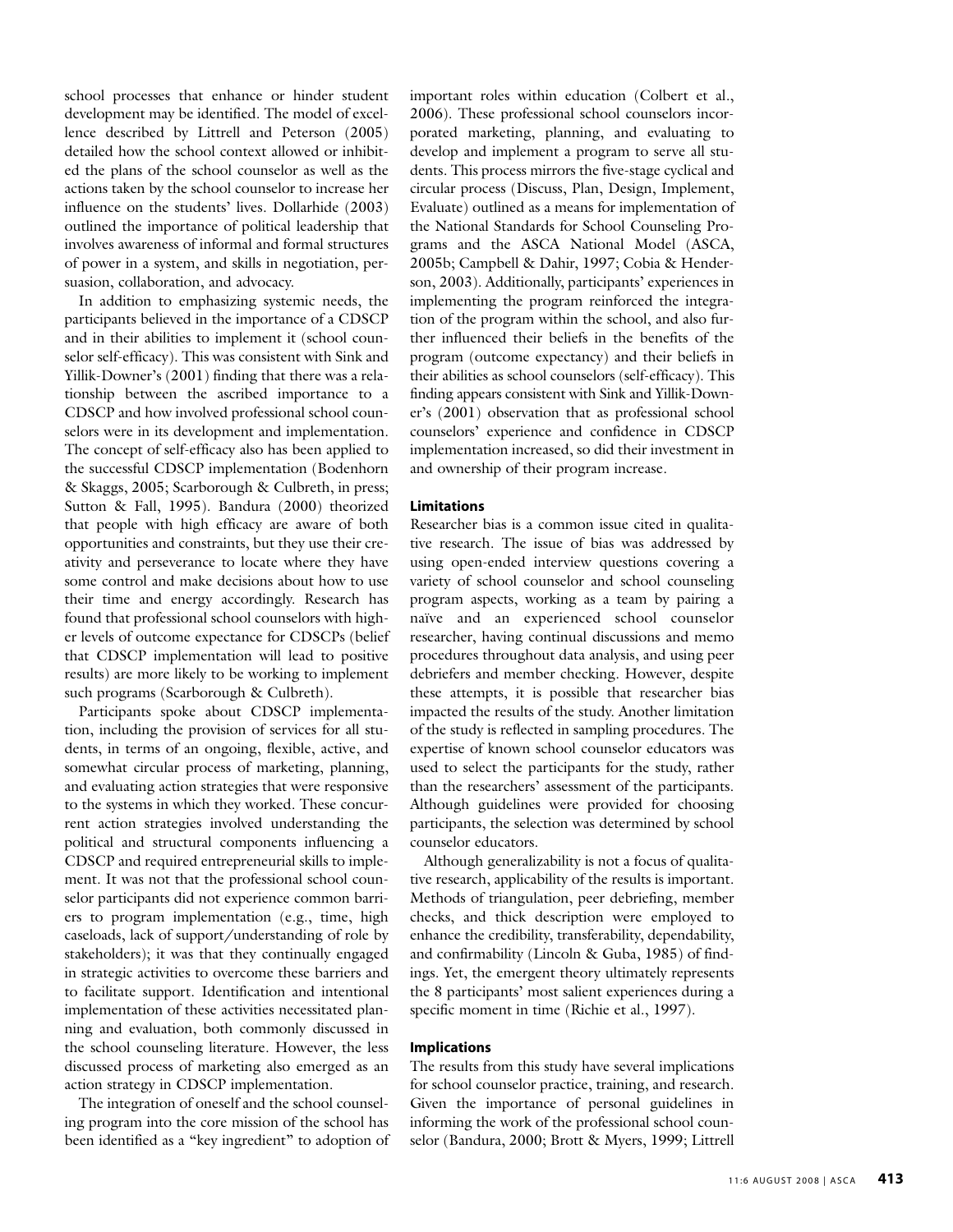school processes that enhance or hinder student development may be identified. The model of excellence described by Littrell and Peterson (2005) detailed how the school context allowed or inhibited the plans of the school counselor as well as the actions taken by the school counselor to increase her influence on the students' lives. Dollarhide (2003) outlined the importance of political leadership that involves awareness of informal and formal structures of power in a system, and skills in negotiation, persuasion, collaboration, and advocacy.

In addition to emphasizing systemic needs, the participants believed in the importance of a CDSCP and in their abilities to implement it (school counselor self-efficacy). This was consistent with Sink and Yillik-Downer's (2001) finding that there was a relationship between the ascribed importance to a CDSCP and how involved professional school counselors were in its development and implementation. The concept of self-efficacy also has been applied to the successful CDSCP implementation (Bodenhorn & Skaggs, 2005; Scarborough & Culbreth, in press; Sutton & Fall, 1995). Bandura (2000) theorized that people with high efficacy are aware of both opportunities and constraints, but they use their creativity and perseverance to locate where they have some control and make decisions about how to use their time and energy accordingly. Research has found that professional school counselors with higher levels of outcome expectance for CDSCPs (belief that CDSCP implementation will lead to positive results) are more likely to be working to implement such programs (Scarborough & Culbreth).

Participants spoke about CDSCP implementation, including the provision of services for all students, in terms of an ongoing, flexible, active, and somewhat circular process of marketing, planning, and evaluating action strategies that were responsive to the systems in which they worked. These concurrent action strategies involved understanding the political and structural components influencing a CDSCP and required entrepreneurial skills to implement. It was not that the professional school counselor participants did not experience common barriers to program implementation (e.g., time, high caseloads, lack of support/understanding of role by stakeholders); it was that they continually engaged in strategic activities to overcome these barriers and to facilitate support. Identification and intentional implementation of these activities necessitated planning and evaluation, both commonly discussed in the school counseling literature. However, the less discussed process of marketing also emerged as an action strategy in CDSCP implementation.

The integration of oneself and the school counseling program into the core mission of the school has been identified as a "key ingredient" to adoption of important roles within education (Colbert et al., 2006). These professional school counselors incorporated marketing, planning, and evaluating to develop and implement a program to serve all students. This process mirrors the five-stage cyclical and circular process (Discuss, Plan, Design, Implement, Evaluate) outlined as a means for implementation of the National Standards for School Counseling Programs and the ASCA National Model (ASCA, 2005b; Campbell & Dahir, 1997; Cobia & Henderson, 2003). Additionally, participants' experiences in implementing the program reinforced the integration of the program within the school, and also further influenced their beliefs in the benefits of the program (outcome expectancy) and their beliefs in their abilities as school counselors (self-efficacy). This finding appears consistent with Sink and Yillik-Downer's (2001) observation that as professional school counselors' experience and confidence in CDSCP implementation increased, so did their investment in and ownership of their program increase.

#### Limitations

Researcher bias is a common issue cited in qualitative research. The issue of bias was addressed by using open-ended interview questions covering a variety of school counselor and school counseling program aspects, working as a team by pairing a naïve and an experienced school counselor researcher, having continual discussions and memo procedures throughout data analysis, and using peer debriefers and member checking. However, despite these attempts, it is possible that researcher bias impacted the results of the study. Another limitation of the study is reflected in sampling procedures. The expertise of known school counselor educators was used to select the participants for the study, rather than the researchers' assessment of the participants. Although guidelines were provided for choosing participants, the selection was determined by school counselor educators.

Although generalizability is not a focus of qualitative research, applicability of the results is important. Methods of triangulation, peer debriefing, member checks, and thick description were employed to enhance the credibility, transferability, dependability, and confirmability (Lincoln & Guba, 1985) of findings. Yet, the emergent theory ultimately represents the 8 participants' most salient experiences during a specific moment in time (Richie et al., 1997).

#### Implications

The results from this study have several implications for school counselor practice, training, and research. Given the importance of personal guidelines in informing the work of the professional school counselor (Bandura, 2000; Brott & Myers, 1999; Littrell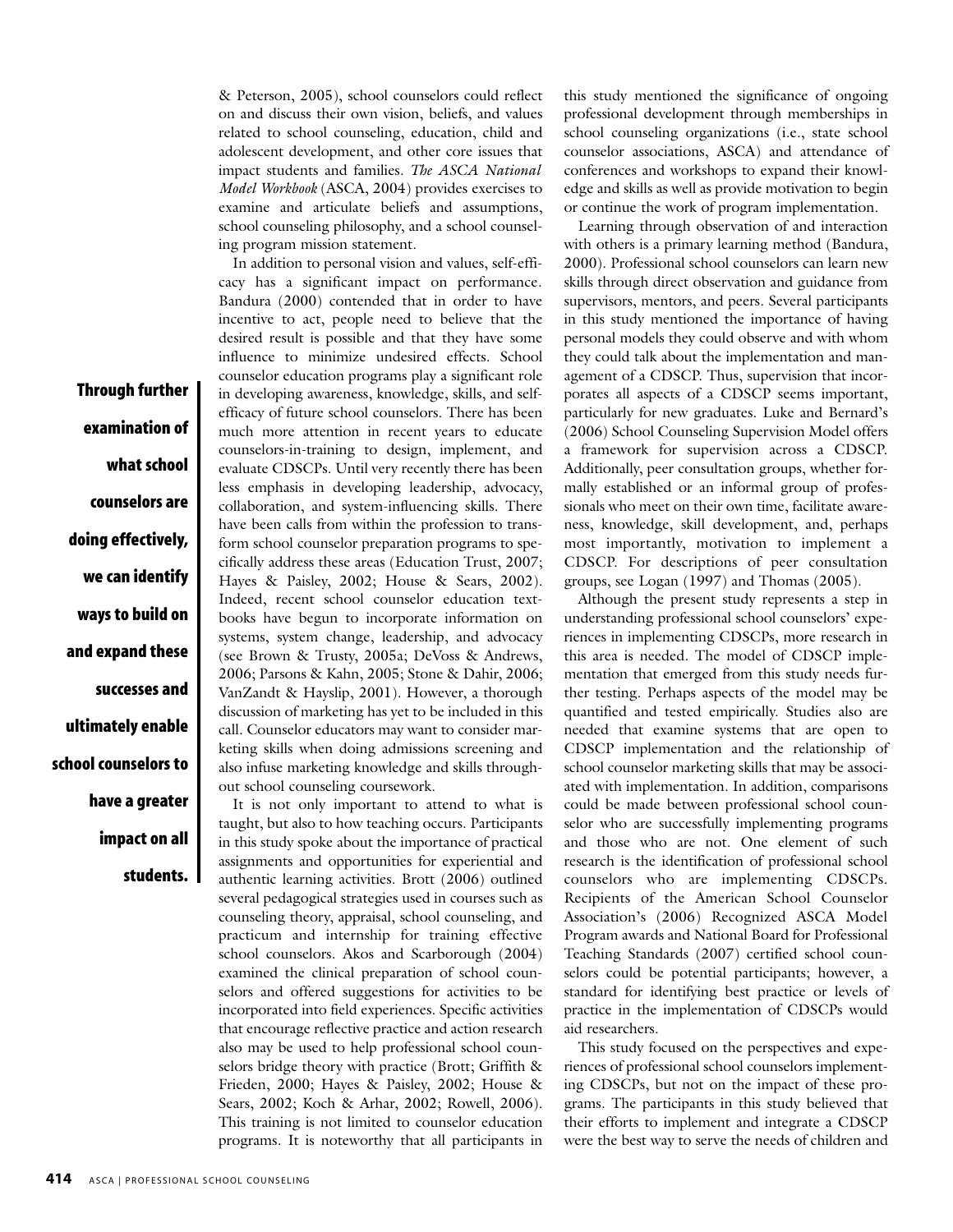& Peterson, 2005), school counselors could reflect on and discuss their own vision, beliefs, and values related to school counseling, education, child and adolescent development, and other core issues that impact students and families. *The ASCA National Model Workbook* (ASCA, 2004) provides exercises to examine and articulate beliefs and assumptions, school counseling philosophy, and a school counseling program mission statement.

In addition to personal vision and values, self-efficacy has a significant impact on performance. Bandura (2000) contended that in order to have incentive to act, people need to believe that the desired result is possible and that they have some influence to minimize undesired effects. School counselor education programs play a significant role in developing awareness, knowledge, skills, and self-efficacy of future school counselors. There has been much more attention in recent years to educate counselors-in-training to design, implement, and evaluate CDSCPs. Until very recently there has been less emphasis in developing leadership, advocacy, collaboration, and system-influencing skills. There have been calls from within the profession to transform school counselor preparation programs to specifically address these areas (Education Trust, 2007; Hayes & Paisley, 2002; House & Sears, 2002). Indeed, recent school counselor education textbooks have begun to incorporate information on systems, system change, leadership, and advocacy (see Brown & Trusty, 2005a; DeVoss & Andrews, 2006; Parsons & Kahn, 2005; Stone & Dahir, 2006; VanZandt & Hayslip, 2001). However, a thorough discussion of marketing has yet to be included in this call. Counselor educators may want to consider marketing skills when doing admissions screening and also infuse marketing knowledge and skills throughout school counseling coursework.

**Through further examination of what school counselors are doing effectively, we can identify ways to build on and expand these successes and ultimately enable school counselors to have a greater impact on all students.**

It is not only important to attend to what is taught, but also to how teaching occurs. Participants in this study spoke about the importance of practical assignments and opportunities for experiential and authentic learning activities. Brott (2006) outlined several pedagogical strategies used in courses such as counseling theory, appraisal, school counseling, and practicum and internship for training effective school counselors. Akos and Scarborough (2004) examined the clinical preparation of school counselors and offered suggestions for activities to be incorporated into field experiences. Specific activities that encourage reflective practice and action research also may be used to help professional school counselors bridge theory with practice (Brott; Griffith & Frieden, 2000; Hayes & Paisley, 2002; House & Sears, 2002; Koch & Arhar, 2002; Rowell, 2006). This training is not limited to counselor education programs. It is noteworthy that all participants in this study mentioned the significance of ongoing professional development through memberships in school counseling organizations (i.e., state school counselor associations, ASCA) and attendance of conferences and workshops to expand their knowledge and skills as well as provide motivation to begin or continue the work of program implementation.

Learning through observation of and interaction with others is a primary learning method (Bandura, 2000). Professional school counselors can learn new skills through direct observation and guidance from supervisors, mentors, and peers. Several participants in this study mentioned the importance of having personal models they could observe and with whom they could talk about the implementation and management of a CDSCP. Thus, supervision that incorporates all aspects of a CDSCP seems important, particularly for new graduates. Luke and Bernard's (2006) School Counseling Supervision Model offers a framework for supervision across a CDSCP. Additionally, peer consultation groups, whether formally established or an informal group of professionals who meet on their own time, facilitate awareness, knowledge, skill development, and, perhaps most importantly, motivation to implement a CDSCP. For descriptions of peer consultation groups, see Logan (1997) and Thomas (2005).

Although the present study represents a step in understanding professional school counselors' experiences in implementing CDSCPs, more research in this area is needed. The model of CDSCP implementation that emerged from this study needs further testing. Perhaps aspects of the model may be quantified and tested empirically. Studies also are needed that examine systems that are open to CDSCP implementation and the relationship of school counselor marketing skills that may be associated with implementation. In addition, comparisons could be made between professional school counselor who are successfully implementing programs and those who are not. One element of such research is the identification of professional school counselors who are implementing CDSCPs. Recipients of the American School Counselor Association's (2006) Recognized ASCA Model Program awards and National Board for Professional Teaching Standards (2007) certified school counselors could be potential participants; however, a standard for identifying best practice or levels of practice in the implementation of CDSCPs would aid researchers.

This study focused on the perspectives and experiences of professional school counselors implementing CDSCPs, but not on the impact of these programs. The participants in this study believed that their efforts to implement and integrate a CDSCP were the best way to serve the needs of children and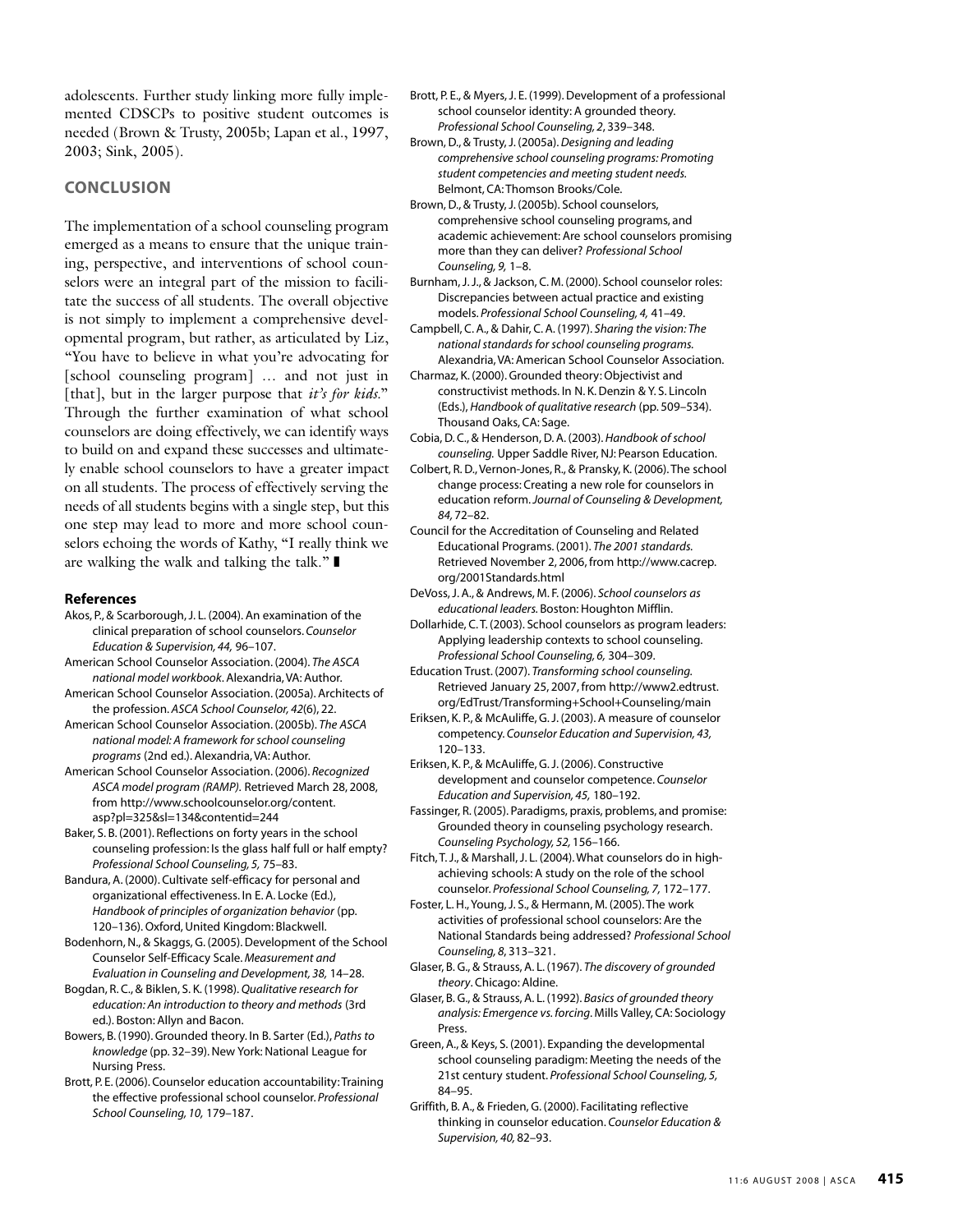adolescents. Further study linking more fully implemented CDSCPs to positive student outcomes is needed (Brown & Trusty, 2005b; Lapan et al., 1997, 2003; Sink, 2005).

## CONCLUSION

The implementation of a school counseling program emerged as a means to ensure that the unique training, perspective, and interventions of school counselors were an integral part of the mission to facilitate the success of all students. The overall objective is not simply to implement a comprehensive developmental program, but rather, as articulated by Liz, "You have to believe in what you're advocating for [school counseling program] … and not just in [that], but in the larger purpose that *it's for kids*." Through the further examination of what school counselors are doing effectively, we can identify ways to build on and expand these successes and ultimately enable school counselors to have a greater impact on all students. The process of effectively serving the needs of all students begins with a single step, but this one step may lead to more and more school counselors echoing the words of Kathy, "I really think we are walking the walk and talking the talk." ∎

### References

Akos, P., & Scarborough, J. L. (2004). An examination of the clinical preparation of school counselors. *Counselor Education & Supervision, 44,* 96–107.

American School Counselor Association. (2004). *The ASCA national model workbook*. Alexandria, VA: Author.

American School Counselor Association. (2005a). Architects of the profession. *ASCA School Counselor, 42*(6), 22.

American School Counselor Association. (2005b). *The ASCA national model: A framework for school counseling programs* (2nd ed.). Alexandria, VA: Author.

American School Counselor Association. (2006). *Recognized ASCA model program (RAMP).* Retrieved March 28, 2008, from http://www.schoolcounselor.org/content.asp?pl=325&sl=134&contentid=244

Baker, S. B. (2001). Reflections on forty years in the school counseling profession: Is the glass half full or half empty? *Professional School Counseling, 5,* 75–83.

Bandura, A. (2000). Cultivate self-efficacy for personal and organizational effectiveness. In E. A. Locke (Ed.), *Handbook of principles of organization behavior* (pp. 120–136). Oxford, United Kingdom: Blackwell.

Bodenhorn, N., & Skaggs, G. (2005). Development of the School Counselor Self-Efficacy Scale. *Measurement and Evaluation in Counseling and Development, 38,* 14–28.

Bogdan, R. C., & Biklen, S. K. (1998). *Qualitative research for education: An introduction to theory and methods* (3rd ed.). Boston: Allyn and Bacon.

Bowers, B. (1990). Grounded theory. In B. Sarter (Ed.), *Paths to knowledge* (pp. 32–39). New York: National League for Nursing Press.

Brott, P. E. (2006). Counselor education accountability: Training the effective professional school counselor. *Professional School Counseling, 10,* 179–187.

Brott, P. E., & Myers, J. E. (1999). Development of a professional school counselor identity: A grounded theory. *Professional School Counseling, 2*, 339–348.

Brown, D., & Trusty, J. (2005a). *Designing and leading comprehensive school counseling programs: Promoting student competencies and meeting student needs.* Belmont, CA: Thomson Brooks/Cole.

Brown, D., & Trusty, J. (2005b). School counselors, comprehensive school counseling programs, and academic achievement: Are school counselors promising more than they can deliver? *Professional School Counseling, 9,* 1–8.

Burnham, J. J., & Jackson, C. M. (2000). School counselor roles: Discrepancies between actual practice and existing models. *Professional School Counseling, 4,* 41–49.

Campbell, C. A., & Dahir, C. A. (1997). *Sharing the vision: The national standards for school counseling programs.* Alexandria, VA: American School Counselor Association.

Charmaz, K. (2000). Grounded theory: Objectivist and constructivist methods. In N. K. Denzin & Y. S. Lincoln (Eds.), *Handbook of qualitative research* (pp. 509–534). Thousand Oaks, CA: Sage.

Cobia, D. C., & Henderson, D. A. (2003). *Handbook of school counseling.* Upper Saddle River, NJ: Pearson Education.

Colbert, R. D., Vernon-Jones, R., & Pransky, K. (2006). The school change process: Creating a new role for counselors in education reform. *Journal of Counseling & Development, 84,* 72–82.

Council for the Accreditation of Counseling and Related Educational Programs. (2001). *The 2001 standards.* Retrieved November 2, 2006, from http://www.cacrep.org/2001Standards.html

DeVoss, J. A., & Andrews, M. F. (2006). *School counselors as educational leaders.* Boston: Houghton Mifflin.

Dollarhide, C. T. (2003). School counselors as program leaders: Applying leadership contexts to school counseling. *Professional School Counseling, 6,* 304–309.

Education Trust. (2007). *Transforming school counseling.* Retrieved January 25, 2007, from http://www2.edtrust.org/EdTrust/Transforming+School+Counseling/main

Eriksen, K. P., & McAuliffe, G. J. (2003). A measure of counselor competency. *Counselor Education and Supervision, 43,* 120–133.

Eriksen, K. P., & McAuliffe, G. J. (2006). Constructive development and counselor competence. *Counselor Education and Supervision, 45,* 180–192.

Fassinger, R. (2005). Paradigms, praxis, problems, and promise: Grounded theory in counseling psychology research. *Counseling Psychology, 52,* 156–166.

Fitch, T. J., & Marshall, J. L. (2004). What counselors do in high-achieving schools: A study on the role of the school counselor. *Professional School Counseling, 7,* 172–177.

Foster, L. H., Young, J. S., & Hermann, M. (2005). The work activities of professional school counselors: Are the National Standards being addressed? *Professional School Counseling, 8*, 313–321.

Glaser, B. G., & Strauss, A. L. (1967). *The discovery of grounded theory*. Chicago: Aldine.

Glaser, B. G., & Strauss, A. L. (1992). *Basics of grounded theory analysis: Emergence vs. forcing.* Mills Valley, CA: Sociology Press.

Green, A., & Keys, S. (2001). Expanding the developmental school counseling paradigm: Meeting the needs of the 21st century student. *Professional School Counseling, 5,* 84–95.

Griffith, B. A., & Frieden, G. (2000). Facilitating reflective thinking in counselor education. *Counselor Education & Supervision, 40,* 82–93.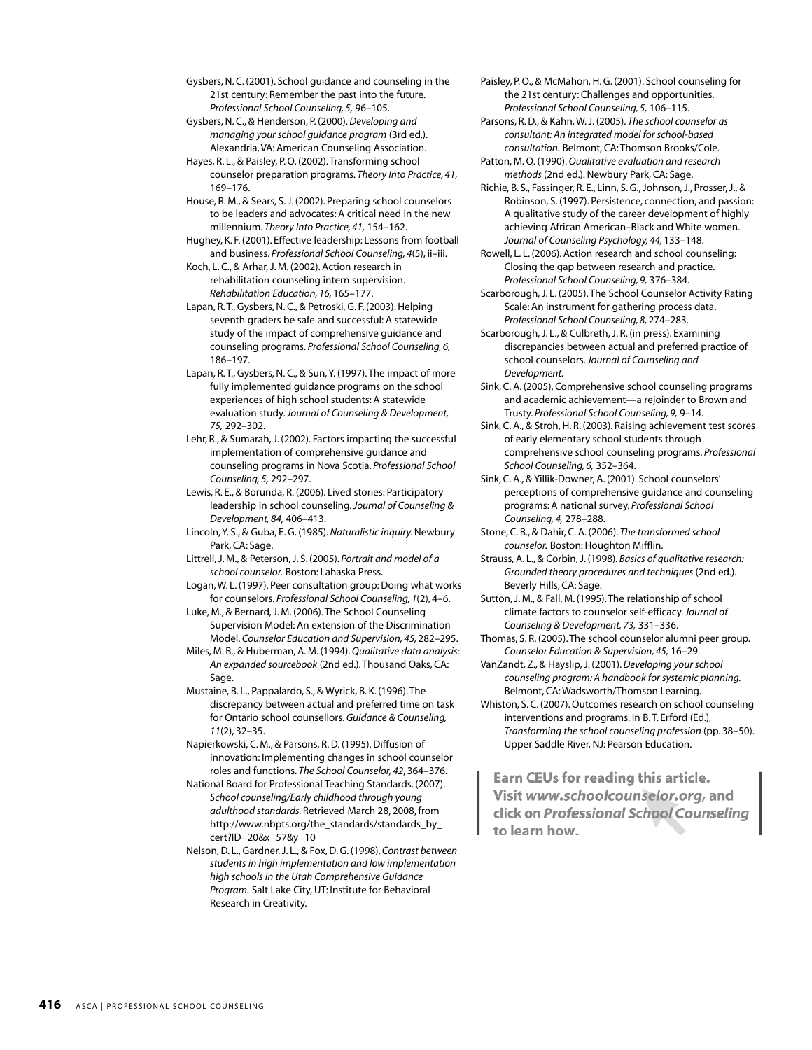Gysbers, N. C. (2001). School guidance and counseling in the 21st century: Remember the past into the future. *Professional School Counseling, 5,* 96–105.

Gysbers, N. C., & Henderson, P. (2000). *Developing and managing your school guidance program* (3rd ed.). Alexandria, VA: American Counseling Association.

Hayes, R. L., & Paisley, P. O. (2002). Transforming school counselor preparation programs. *Theory Into Practice, 41,* 169–176.

House, R. M., & Sears, S. J. (2002). Preparing school counselors to be leaders and advocates: A critical need in the new millennium. *Theory Into Practice, 41,* 154–162.

Hughey, K. F. (2001). Effective leadership: Lessons from football and business. *Professional School Counseling, 4*(5), ii–iii.

Koch, L. C., & Arhar, J. M. (2002). Action research in rehabilitation counseling intern supervision. *Rehabilitation Education, 16,* 165–177.

Lapan, R. T., Gysbers, N. C., & Petroski, G. F. (2003). Helping seventh graders be safe and successful: A statewide study of the impact of comprehensive guidance and counseling programs. *Professional School Counseling, 6,* 186–197.

Lapan, R. T., Gysbers, N. C., & Sun, Y. (1997). The impact of more fully implemented guidance programs on the school experiences of high school students: A statewide evaluation study. *Journal of Counseling & Development, 75,* 292–302.

Lehr, R., & Sumarah, J. (2002). Factors impacting the successful implementation of comprehensive guidance and counseling programs in Nova Scotia. *Professional School Counseling, 5,* 292–297.

Lewis, R. E., & Borunda, R. (2006). Lived stories: Participatory leadership in school counseling. *Journal of Counseling & Development, 84,* 406–413.

Lincoln, Y. S., & Guba, E. G. (1985). *Naturalistic inquiry.* Newbury Park, CA: Sage.

Littrell, J. M., & Peterson, J. S. (2005). *Portrait and model of a school counselor.* Boston: Lahaska Press.

Logan, W. L. (1997). Peer consultation group: Doing what works for counselors. *Professional School Counseling, 1*(2), 4–6.

Luke, M., & Bernard, J. M. (2006). The School Counseling Supervision Model: An extension of the Discrimination Model. *Counselor Education and Supervision, 45,* 282–295.

Miles, M. B., & Huberman, A. M. (1994). *Qualitative data analysis: An expanded sourcebook* (2nd ed.). Thousand Oaks, CA: Sage.

Mustaine, B. L., Pappalardo, S., & Wyrick, B. K. (1996). The discrepancy between actual and preferred time on task for Ontario school counsellors. *Guidance & Counseling, 11*(2), 32–35.

Napierkowski, C. M., & Parsons, R. D. (1995). Diffusion of innovation: Implementing changes in school counselor roles and functions. *The School Counselor, 42*, 364–376.

National Board for Professional Teaching Standards. (2007). *School counseling/Early childhood through young adulthood standards.* Retrieved March 28, 2008, from http://www.nbpts.org/the_standards/standards_by_cert?ID=20&x=57&y=10

Nelson, D. L., Gardner, J. L., & Fox, D. G. (1998). *Contrast between students in high implementation and low implementation high schools in the Utah Comprehensive Guidance Program.* Salt Lake City, UT: Institute for Behavioral Research in Creativity.

Paisley, P. O., & McMahon, H. G. (2001). School counseling for the 21st century: Challenges and opportunities. *Professional School Counseling, 5,* 106–115.

Parsons, R. D., & Kahn, W. J. (2005). *The school counselor as consultant: An integrated model for school-based consultation.* Belmont, CA: Thomson Brooks/Cole.

Patton, M. Q. (1990). *Qualitative evaluation and research methods* (2nd ed.). Newbury Park, CA: Sage.

Richie, B. S., Fassinger, R. E., Linn, S. G., Johnson, J., Prosser, J., & Robinson, S. (1997). Persistence, connection, and passion: A qualitative study of the career development of highly achieving African American–Black and White women. *Journal of Counseling Psychology, 44,* 133–148.

Rowell, L. L. (2006). Action research and school counseling: Closing the gap between research and practice. *Professional School Counseling, 9,* 376–384.

Scarborough, J. L. (2005). The School Counselor Activity Rating Scale: An instrument for gathering process data. *Professional School Counseling, 8,* 274–283.

Scarborough, J. L., & Culbreth, J. R. (in press). Examining discrepancies between actual and preferred practice of school counselors. *Journal of Counseling and Development.*

Sink, C. A. (2005). Comprehensive school counseling programs and academic achievement—a rejoinder to Brown and Trusty. *Professional School Counseling, 9,* 9–14.

Sink, C. A., & Stroh, H. R. (2003). Raising achievement test scores of early elementary school students through comprehensive school counseling programs. *Professional School Counseling, 6,* 352–364.

Sink, C. A., & Yillik-Downer, A. (2001). School counselors' perceptions of comprehensive guidance and counseling programs: A national survey. *Professional School Counseling, 4,* 278–288.

Stone, C. B., & Dahir, C. A. (2006). *The transformed school counselor.* Boston: Houghton Mifflin.

Strauss, A. L., & Corbin, J. (1998). *Basics of qualitative research: Grounded theory procedures and techniques* (2nd ed.). Beverly Hills, CA: Sage.

Sutton, J. M., & Fall, M. (1995). The relationship of school climate factors to counselor self-efficacy. *Journal of Counseling & Development, 73,* 331–336.

Thomas, S. R. (2005). The school counselor alumni peer group. *Counselor Education & Supervision, 45,* 16–29.

VanZandt, Z., & Hayslip, J. (2001). *Developing your school counseling program: A handbook for systemic planning.* Belmont, CA: Wadsworth/Thomson Learning.

Whiston, S. C. (2007). Outcomes research on school counseling interventions and programs. In B. T. Erford (Ed.), *Transforming the school counseling profession* (pp. 38–50). Upper Saddle River, NJ: Pearson Education.

**Earn CEUs for reading this article. Visit *www.schoolcounselor.org,* and click on *Professional School Counseling* to learn how.**